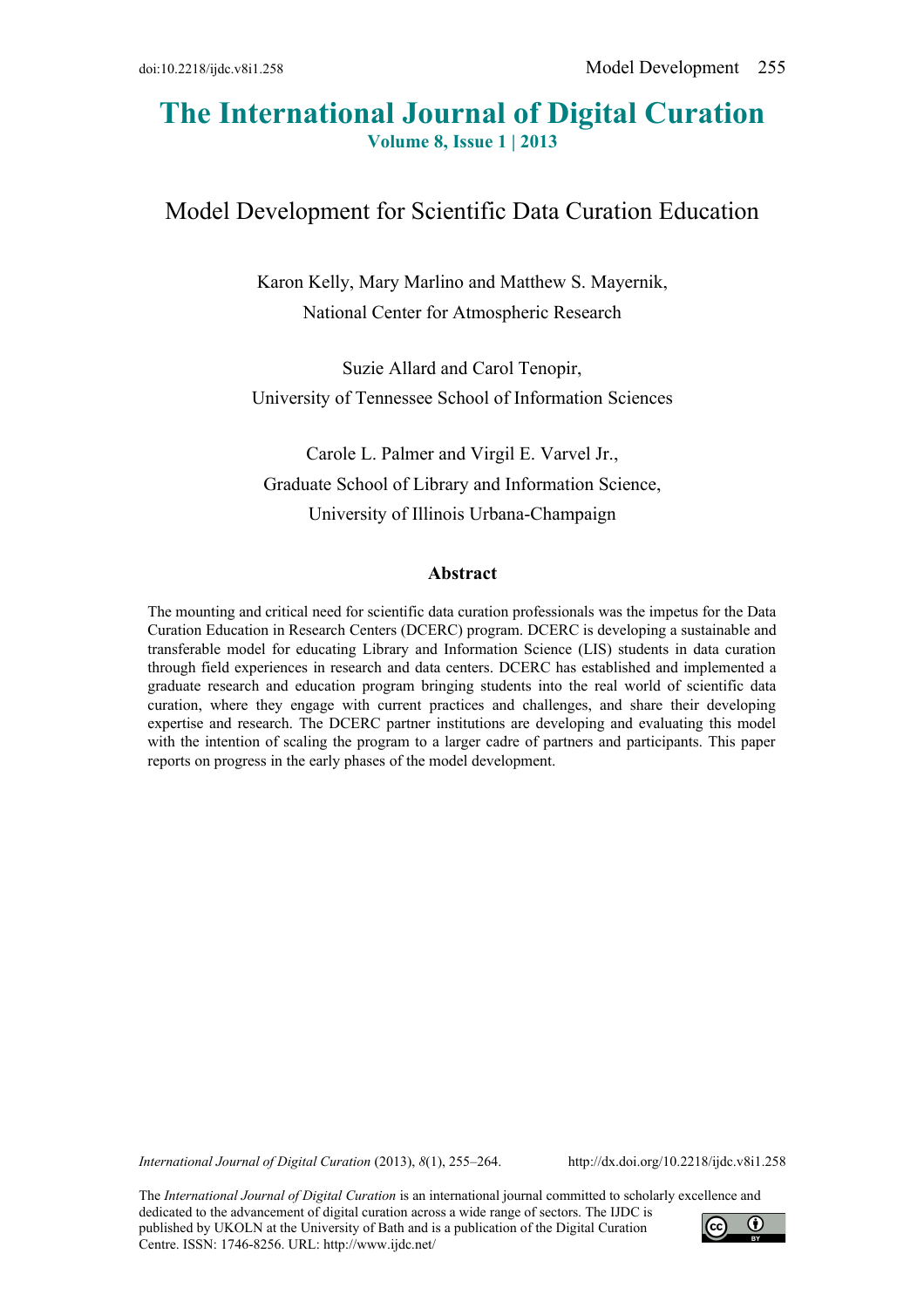# The International Journal of Digital Curation

**Volume 8, Issue 1 | 2013**

## Model Development for Scientific Data Curation Education

Karon Kelly, Mary Marlino and Matthew S. Mayernik,
National Center for Atmospheric Research

Suzie Allard and Carol Tenopir,
University of Tennessee School of Information Sciences

Carole L. Palmer and Virgil E. Varvel Jr.,
Graduate School of Library and Information Science,
University of Illinois Urbana-Champaign

### Abstract

The mounting and critical need for scientific data curation professionals was the impetus for the Data Curation Education in Research Centers (DCERC) program. DCERC is developing a sustainable and transferable model for educating Library and Information Science (LIS) students in data curation through field experiences in research and data centers. DCERC has established and implemented a graduate research and education program bringing students into the real world of scientific data curation, where they engage with current practices and challenges, and share their developing expertise and research. The DCERC partner institutions are developing and evaluating this model with the intention of scaling the program to a larger cadre of partners and participants. This paper reports on progress in the early phases of the model development.

*International Journal of Digital Curation* (2013), *8*(1), 255–264. http://dx.doi.org/10.2218/ijdc.v8i1.258

The *International Journal of Digital Curation* is an international journal committed to scholarly excellence and dedicated to the advancement of digital curation across a wide range of sectors. The IJDC is published by UKOLN at the University of Bath and is a publication of the Digital Curation Centre. ISSN: 1746-8256. URL: http://www.ijdc.net/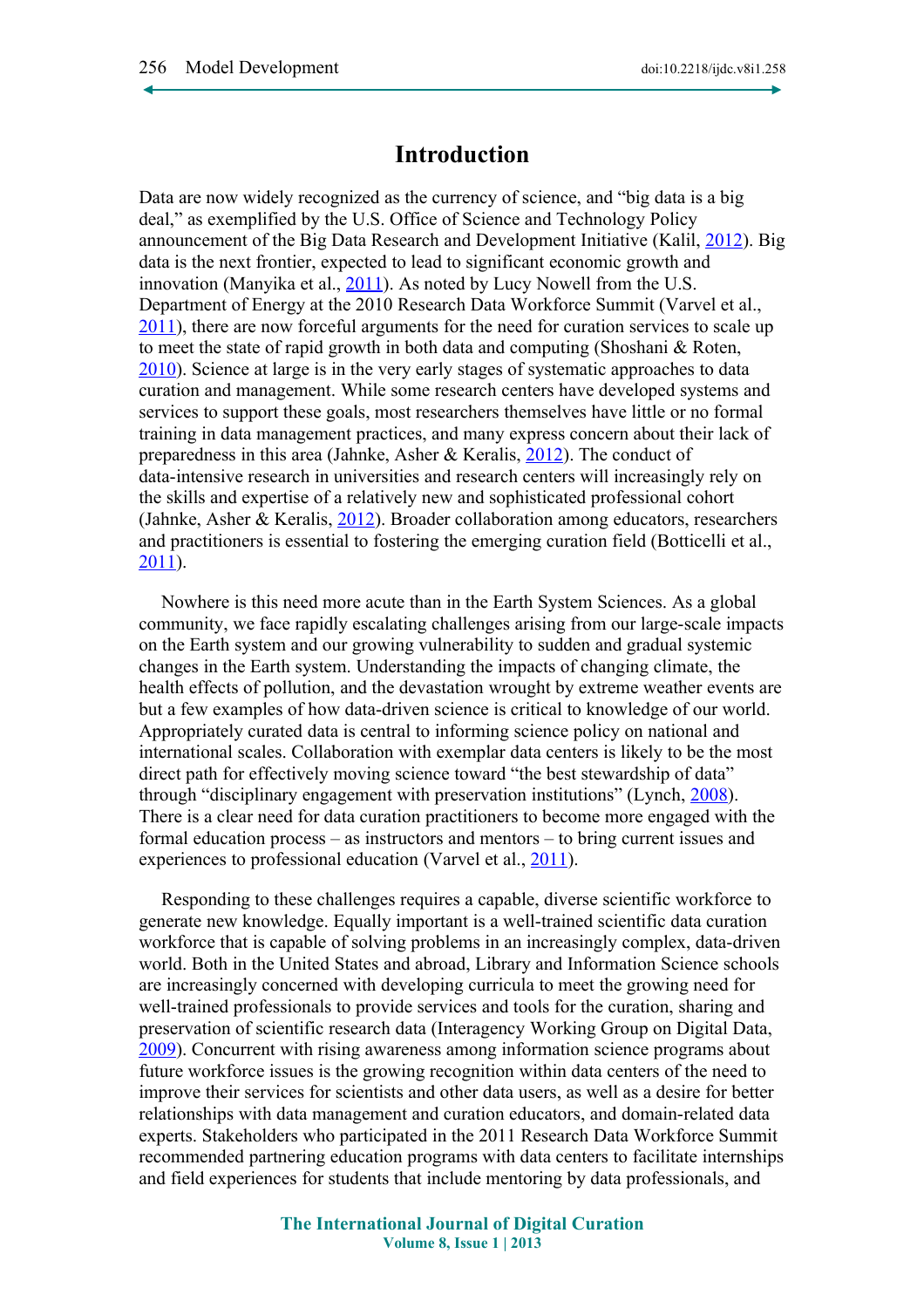## Introduction

Data are now widely recognized as the currency of science, and “big data is a big deal,” as exemplified by the U.S. Office of Science and Technology Policy announcement of the Big Data Research and Development Initiative (Kalil, 2012). Big data is the next frontier, expected to lead to significant economic growth and innovation (Manyika et al., 2011). As noted by Lucy Nowell from the U.S. Department of Energy at the 2010 Research Data Workforce Summit (Varvel et al., 2011), there are now forceful arguments for the need for curation services to scale up to meet the state of rapid growth in both data and computing (Shoshani & Roten, 2010). Science at large is in the very early stages of systematic approaches to data curation and management. While some research centers have developed systems and services to support these goals, most researchers themselves have little or no formal training in data management practices, and many express concern about their lack of preparedness in this area (Jahnke, Asher & Keralis, 2012). The conduct of data-intensive research in universities and research centers will increasingly rely on the skills and expertise of a relatively new and sophisticated professional cohort (Jahnke, Asher & Keralis, 2012). Broader collaboration among educators, researchers and practitioners is essential to fostering the emerging curation field (Botticelli et al., 2011).

Nowhere is this need more acute than in the Earth System Sciences. As a global community, we face rapidly escalating challenges arising from our large-scale impacts on the Earth system and our growing vulnerability to sudden and gradual systemic changes in the Earth system. Understanding the impacts of changing climate, the health effects of pollution, and the devastation wrought by extreme weather events are but a few examples of how data-driven science is critical to knowledge of our world. Appropriately curated data is central to informing science policy on national and international scales. Collaboration with exemplar data centers is likely to be the most direct path for effectively moving science toward “the best stewardship of data” through “disciplinary engagement with preservation institutions” (Lynch, 2008). There is a clear need for data curation practitioners to become more engaged with the formal education process – as instructors and mentors – to bring current issues and experiences to professional education (Varvel et al., 2011).

Responding to these challenges requires a capable, diverse scientific workforce to generate new knowledge. Equally important is a well-trained scientific data curation workforce that is capable of solving problems in an increasingly complex, data-driven world. Both in the United States and abroad, Library and Information Science schools are increasingly concerned with developing curricula to meet the growing need for well-trained professionals to provide services and tools for the curation, sharing and preservation of scientific research data (Interagency Working Group on Digital Data, 2009). Concurrent with rising awareness among information science programs about future workforce issues is the growing recognition within data centers of the need to improve their services for scientists and other data users, as well as a desire for better relationships with data management and curation educators, and domain-related data experts. Stakeholders who participated in the 2011 Research Data Workforce Summit recommended partnering education programs with data centers to facilitate internships and field experiences for students that include mentoring by data professionals, and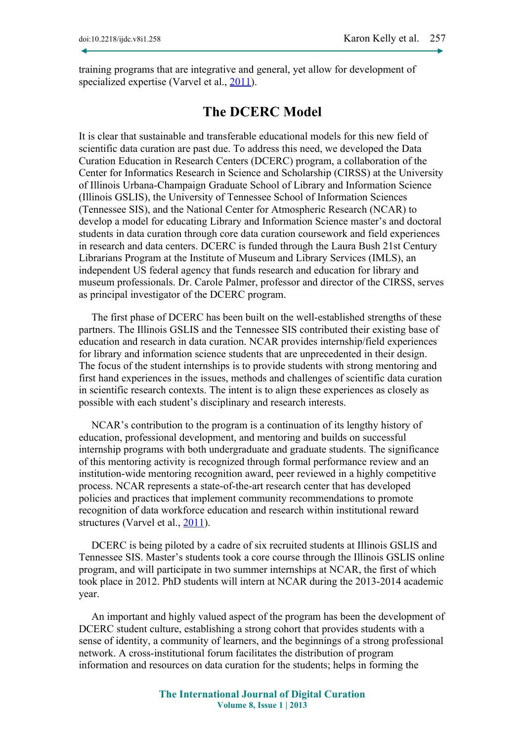training programs that are integrative and general, yet allow for development of specialized expertise (Varvel et al., 2011).

## The DCERC Model

It is clear that sustainable and transferable educational models for this new field of scientific data curation are past due. To address this need, we developed the Data Curation Education in Research Centers (DCERC) program, a collaboration of the Center for Informatics Research in Science and Scholarship (CIRSS) at the University of Illinois Urbana-Champaign Graduate School of Library and Information Science (Illinois GSLIS), the University of Tennessee School of Information Sciences (Tennessee SIS), and the National Center for Atmospheric Research (NCAR) to develop a model for educating Library and Information Science master's and doctoral students in data curation through core data curation coursework and field experiences in research and data centers. DCERC is funded through the Laura Bush 21st Century Librarians Program at the Institute of Museum and Library Services (IMLS), an independent US federal agency that funds research and education for library and museum professionals. Dr. Carole Palmer, professor and director of the CIRSS, serves as principal investigator of the DCERC program.

The first phase of DCERC has been built on the well-established strengths of these partners. The Illinois GSLIS and the Tennessee SIS contributed their existing base of education and research in data curation. NCAR provides internship/field experiences for library and information science students that are unprecedented in their design. The focus of the student internships is to provide students with strong mentoring and first hand experiences in the issues, methods and challenges of scientific data curation in scientific research contexts. The intent is to align these experiences as closely as possible with each student's disciplinary and research interests.

NCAR's contribution to the program is a continuation of its lengthy history of education, professional development, and mentoring and builds on successful internship programs with both undergraduate and graduate students. The significance of this mentoring activity is recognized through formal performance review and an institution-wide mentoring recognition award, peer reviewed in a highly competitive process. NCAR represents a state-of-the-art research center that has developed policies and practices that implement community recommendations to promote recognition of data workforce education and research within institutional reward structures (Varvel et al., 2011).

DCERC is being piloted by a cadre of six recruited students at Illinois GSLIS and Tennessee SIS. Master's students took a core course through the Illinois GSLIS online program, and will participate in two summer internships at NCAR, the first of which took place in 2012. PhD students will intern at NCAR during the 2013-2014 academic year.

An important and highly valued aspect of the program has been the development of DCERC student culture, establishing a strong cohort that provides students with a sense of identity, a community of learners, and the beginnings of a strong professional network. A cross-institutional forum facilitates the distribution of program information and resources on data curation for the students; helps in forming the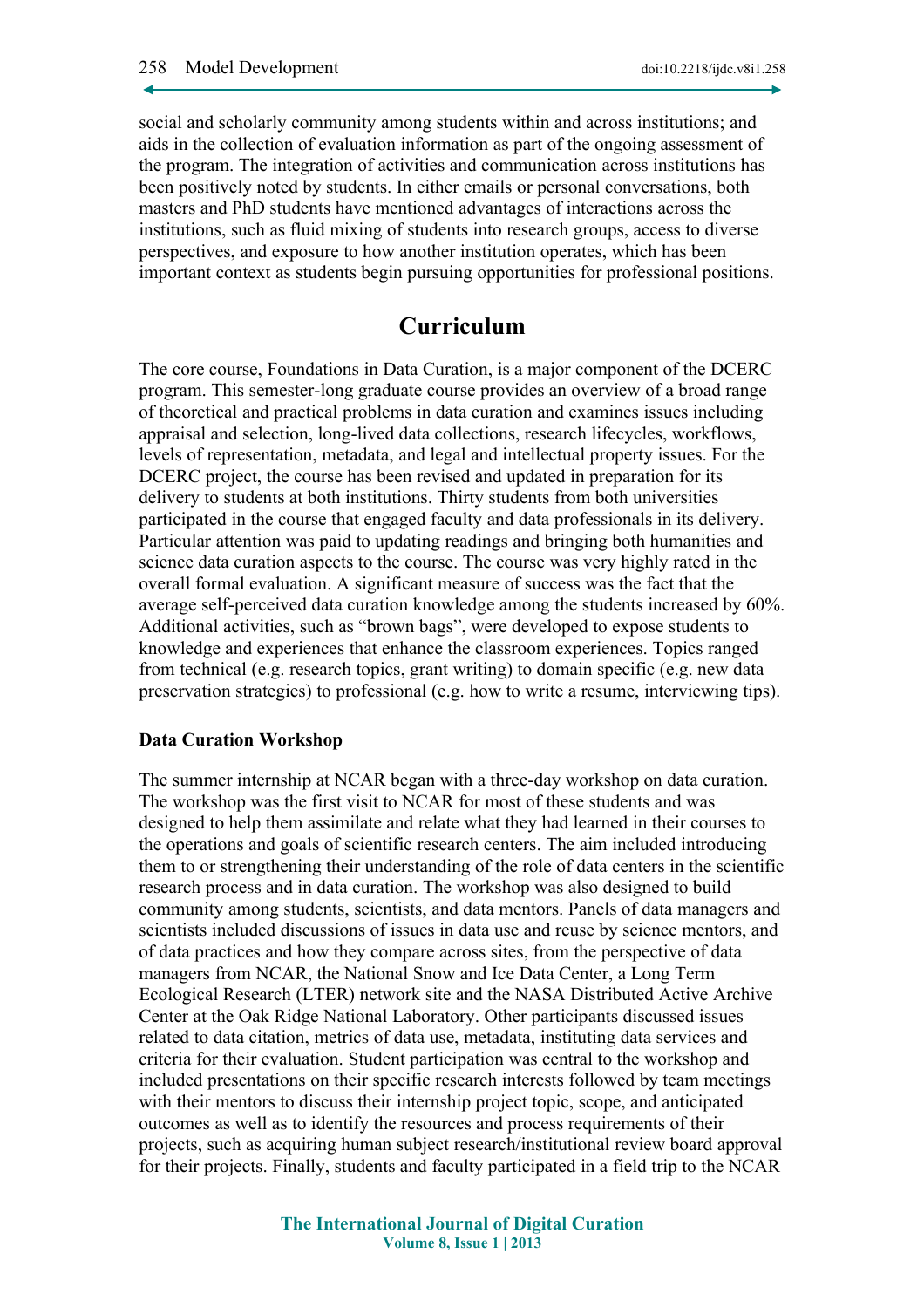social and scholarly community among students within and across institutions; and aids in the collection of evaluation information as part of the ongoing assessment of the program. The integration of activities and communication across institutions has been positively noted by students. In either emails or personal conversations, both masters and PhD students have mentioned advantages of interactions across the institutions, such as fluid mixing of students into research groups, access to diverse perspectives, and exposure to how another institution operates, which has been important context as students begin pursuing opportunities for professional positions.

## Curriculum

The core course, Foundations in Data Curation, is a major component of the DCERC program. This semester-long graduate course provides an overview of a broad range of theoretical and practical problems in data curation and examines issues including appraisal and selection, long-lived data collections, research lifecycles, workflows, levels of representation, metadata, and legal and intellectual property issues. For the DCERC project, the course has been revised and updated in preparation for its delivery to students at both institutions. Thirty students from both universities participated in the course that engaged faculty and data professionals in its delivery. Particular attention was paid to updating readings and bringing both humanities and science data curation aspects to the course. The course was very highly rated in the overall formal evaluation. A significant measure of success was the fact that the average self-perceived data curation knowledge among the students increased by 60%. Additional activities, such as "brown bags", were developed to expose students to knowledge and experiences that enhance the classroom experiences. Topics ranged from technical (e.g. research topics, grant writing) to domain specific (e.g. new data preservation strategies) to professional (e.g. how to write a resume, interviewing tips).

### Data Curation Workshop

The summer internship at NCAR began with a three-day workshop on data curation. The workshop was the first visit to NCAR for most of these students and was designed to help them assimilate and relate what they had learned in their courses to the operations and goals of scientific research centers. The aim included introducing them to or strengthening their understanding of the role of data centers in the scientific research process and in data curation. The workshop was also designed to build community among students, scientists, and data mentors. Panels of data managers and scientists included discussions of issues in data use and reuse by science mentors, and of data practices and how they compare across sites, from the perspective of data managers from NCAR, the National Snow and Ice Data Center, a Long Term Ecological Research (LTER) network site and the NASA Distributed Active Archive Center at the Oak Ridge National Laboratory. Other participants discussed issues related to data citation, metrics of data use, metadata, instituting data services and criteria for their evaluation. Student participation was central to the workshop and included presentations on their specific research interests followed by team meetings with their mentors to discuss their internship project topic, scope, and anticipated outcomes as well as to identify the resources and process requirements of their projects, such as acquiring human subject research/institutional review board approval for their projects. Finally, students and faculty participated in a field trip to the NCAR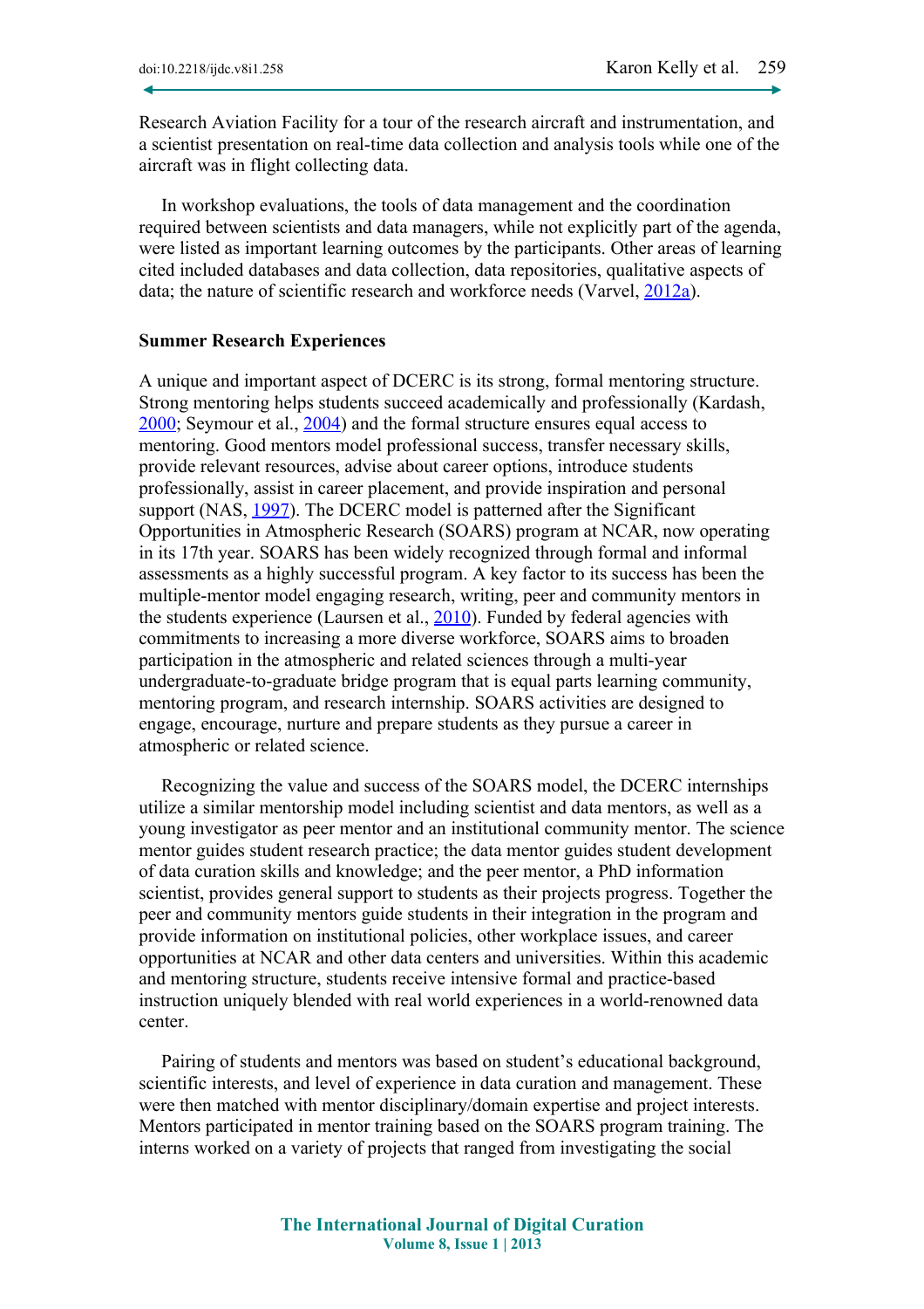Research Aviation Facility for a tour of the research aircraft and instrumentation, and a scientist presentation on real-time data collection and analysis tools while one of the aircraft was in flight collecting data.

In workshop evaluations, the tools of data management and the coordination required between scientists and data managers, while not explicitly part of the agenda, were listed as important learning outcomes by the participants. Other areas of learning cited included databases and data collection, data repositories, qualitative aspects of data; the nature of scientific research and workforce needs (Varvel, 2012a).

### Summer Research Experiences

A unique and important aspect of DCERC is its strong, formal mentoring structure. Strong mentoring helps students succeed academically and professionally (Kardash, 2000; Seymour et al., 2004) and the formal structure ensures equal access to mentoring. Good mentors model professional success, transfer necessary skills, provide relevant resources, advise about career options, introduce students professionally, assist in career placement, and provide inspiration and personal support (NAS, 1997). The DCERC model is patterned after the Significant Opportunities in Atmospheric Research (SOARS) program at NCAR, now operating in its 17th year. SOARS has been widely recognized through formal and informal assessments as a highly successful program. A key factor to its success has been the multiple-mentor model engaging research, writing, peer and community mentors in the students experience (Laursen et al., 2010). Funded by federal agencies with commitments to increasing a more diverse workforce, SOARS aims to broaden participation in the atmospheric and related sciences through a multi-year undergraduate-to-graduate bridge program that is equal parts learning community, mentoring program, and research internship. SOARS activities are designed to engage, encourage, nurture and prepare students as they pursue a career in atmospheric or related science.

Recognizing the value and success of the SOARS model, the DCERC internships utilize a similar mentorship model including scientist and data mentors, as well as a young investigator as peer mentor and an institutional community mentor. The science mentor guides student research practice; the data mentor guides student development of data curation skills and knowledge; and the peer mentor, a PhD information scientist, provides general support to students as their projects progress. Together the peer and community mentors guide students in their integration in the program and provide information on institutional policies, other workplace issues, and career opportunities at NCAR and other data centers and universities. Within this academic and mentoring structure, students receive intensive formal and practice-based instruction uniquely blended with real world experiences in a world-renowned data center.

Pairing of students and mentors was based on student's educational background, scientific interests, and level of experience in data curation and management. These were then matched with mentor disciplinary/domain expertise and project interests. Mentors participated in mentor training based on the SOARS program training. The interns worked on a variety of projects that ranged from investigating the social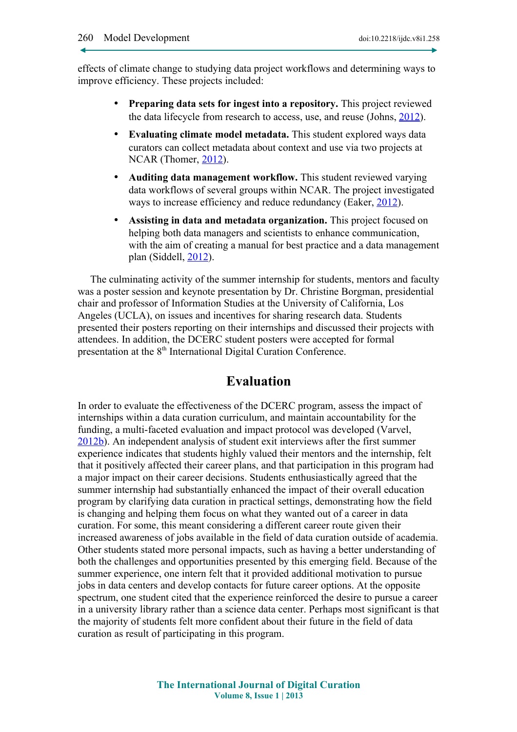effects of climate change to studying data project workflows and determining ways to improve efficiency. These projects included:

- **Preparing data sets for ingest into a repository.** This project reviewed the data lifecycle from research to access, use, and reuse (Johns, 2012).
- **Evaluating climate model metadata.** This student explored ways data curators can collect metadata about context and use via two projects at NCAR (Thomer, 2012).
- **Auditing data management workflow.** This student reviewed varying data workflows of several groups within NCAR. The project investigated ways to increase efficiency and reduce redundancy (Eaker, 2012).
- **Assisting in data and metadata organization.** This project focused on helping both data managers and scientists to enhance communication, with the aim of creating a manual for best practice and a data management plan (Siddell, 2012).

The culminating activity of the summer internship for students, mentors and faculty was a poster session and keynote presentation by Dr. Christine Borgman, presidential chair and professor of Information Studies at the University of California, Los Angeles (UCLA), on issues and incentives for sharing research data. Students presented their posters reporting on their internships and discussed their projects with attendees. In addition, the DCERC student posters were accepted for formal presentation at the 8th International Digital Curation Conference.

## Evaluation

In order to evaluate the effectiveness of the DCERC program, assess the impact of internships within a data curation curriculum, and maintain accountability for the funding, a multi-faceted evaluation and impact protocol was developed (Varvel, 2012b). An independent analysis of student exit interviews after the first summer experience indicates that students highly valued their mentors and the internship, felt that it positively affected their career plans, and that participation in this program had a major impact on their career decisions. Students enthusiastically agreed that the summer internship had substantially enhanced the impact of their overall education program by clarifying data curation in practical settings, demonstrating how the field is changing and helping them focus on what they wanted out of a career in data curation. For some, this meant considering a different career route given their increased awareness of jobs available in the field of data curation outside of academia. Other students stated more personal impacts, such as having a better understanding of both the challenges and opportunities presented by this emerging field. Because of the summer experience, one intern felt that it provided additional motivation to pursue jobs in data centers and develop contacts for future career options. At the opposite spectrum, one student cited that the experience reinforced the desire to pursue a career in a university library rather than a science data center. Perhaps most significant is that the majority of students felt more confident about their future in the field of data curation as result of participating in this program.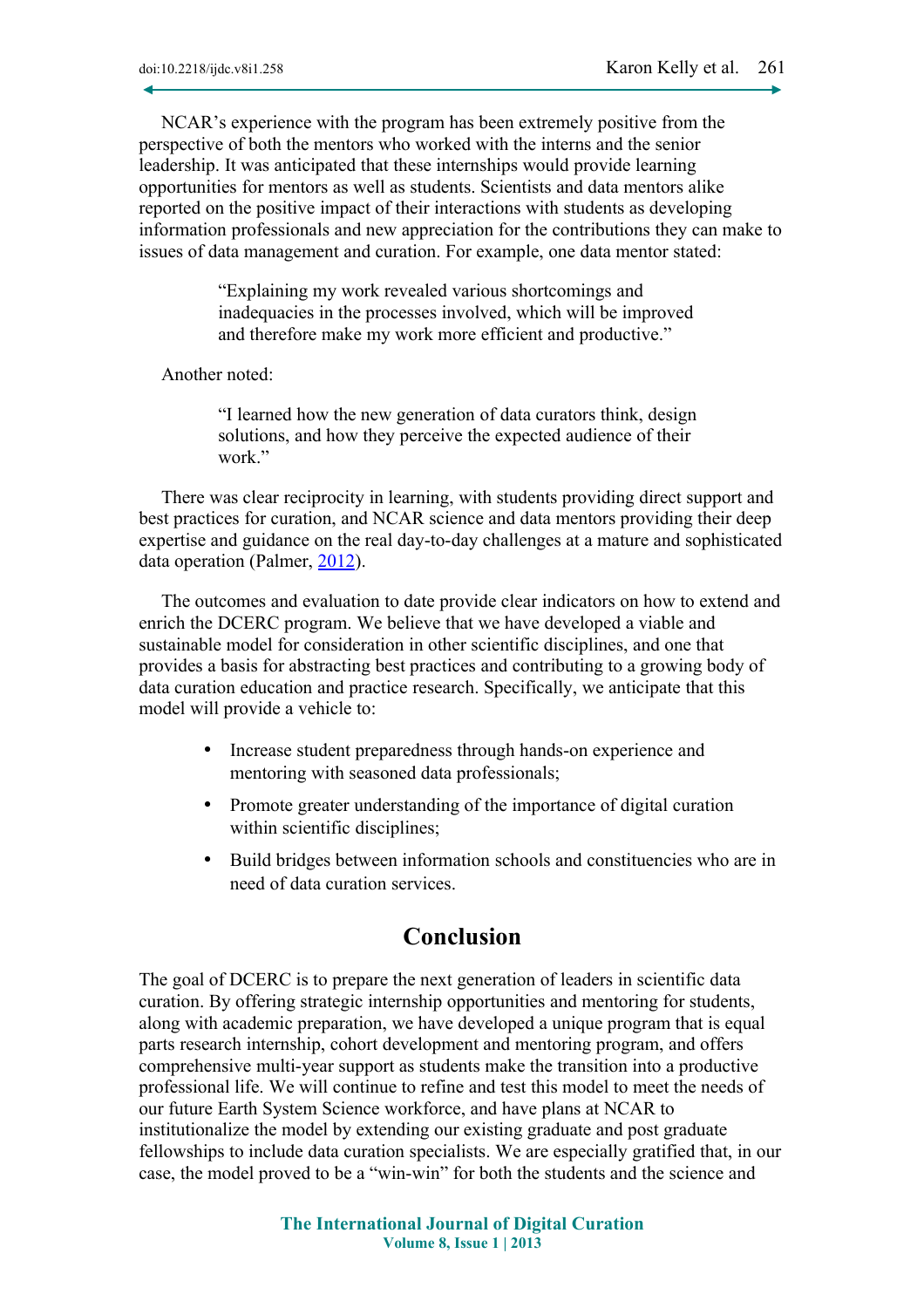NCAR's experience with the program has been extremely positive from the perspective of both the mentors who worked with the interns and the senior leadership. It was anticipated that these internships would provide learning opportunities for mentors as well as students. Scientists and data mentors alike reported on the positive impact of their interactions with students as developing information professionals and new appreciation for the contributions they can make to issues of data management and curation. For example, one data mentor stated:

> "Explaining my work revealed various shortcomings and inadequacies in the processes involved, which will be improved and therefore make my work more efficient and productive."

Another noted:

> "I learned how the new generation of data curators think, design solutions, and how they perceive the expected audience of their work."

There was clear reciprocity in learning, with students providing direct support and best practices for curation, and NCAR science and data mentors providing their deep expertise and guidance on the real day-to-day challenges at a mature and sophisticated data operation (Palmer, 2012).

The outcomes and evaluation to date provide clear indicators on how to extend and enrich the DCERC program. We believe that we have developed a viable and sustainable model for consideration in other scientific disciplines, and one that provides a basis for abstracting best practices and contributing to a growing body of data curation education and practice research. Specifically, we anticipate that this model will provide a vehicle to:

- Increase student preparedness through hands-on experience and mentoring with seasoned data professionals;
- Promote greater understanding of the importance of digital curation within scientific disciplines;
- Build bridges between information schools and constituencies who are in need of data curation services.

## Conclusion

The goal of DCERC is to prepare the next generation of leaders in scientific data curation. By offering strategic internship opportunities and mentoring for students, along with academic preparation, we have developed a unique program that is equal parts research internship, cohort development and mentoring program, and offers comprehensive multi-year support as students make the transition into a productive professional life. We will continue to refine and test this model to meet the needs of our future Earth System Science workforce, and have plans at NCAR to institutionalize the model by extending our existing graduate and post graduate fellowships to include data curation specialists. We are especially gratified that, in our case, the model proved to be a "win-win" for both the students and the science and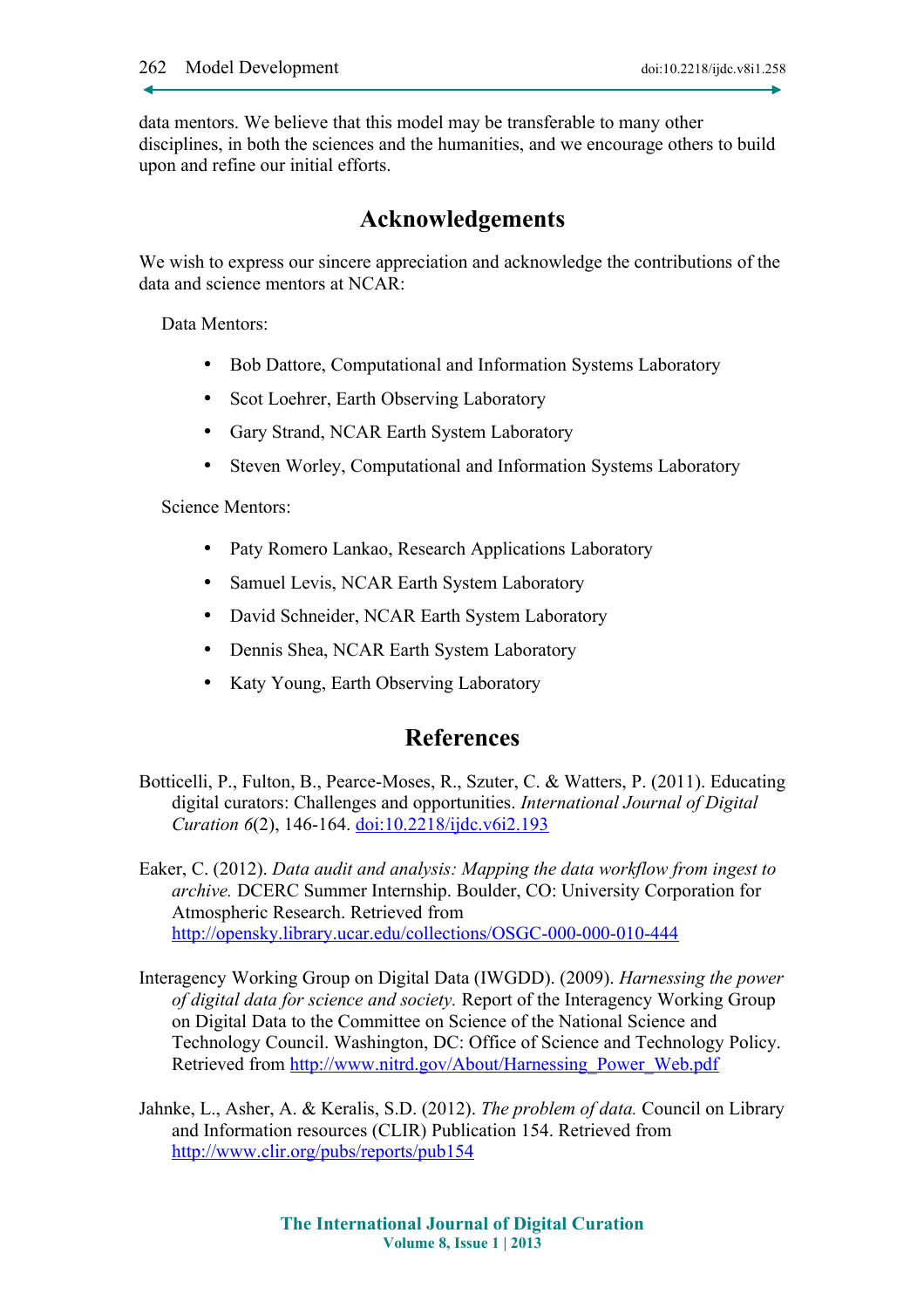data mentors. We believe that this model may be transferable to many other disciplines, in both the sciences and the humanities, and we encourage others to build upon and refine our initial efforts.

## Acknowledgements

We wish to express our sincere appreciation and acknowledge the contributions of the data and science mentors at NCAR:

Data Mentors:

- Bob Dattore, Computational and Information Systems Laboratory
- Scot Loehrer, Earth Observing Laboratory
- Gary Strand, NCAR Earth System Laboratory
- Steven Worley, Computational and Information Systems Laboratory

Science Mentors:

- Paty Romero Lankao, Research Applications Laboratory
- Samuel Levis, NCAR Earth System Laboratory
- David Schneider, NCAR Earth System Laboratory
- Dennis Shea, NCAR Earth System Laboratory
- Katy Young, Earth Observing Laboratory

## References

Botticelli, P., Fulton, B., Pearce-Moses, R., Szuter, C. & Watters, P. (2011). Educating digital curators: Challenges and opportunities. *International Journal of Digital Curation 6*(2), 146-164. doi:10.2218/ijdc.v6i2.193

Eaker, C. (2012). *Data audit and analysis: Mapping the data workflow from ingest to archive.* DCERC Summer Internship. Boulder, CO: University Corporation for Atmospheric Research. Retrieved from http://opensky.library.ucar.edu/collections/OSGC-000-000-010-444

Interagency Working Group on Digital Data (IWGDD). (2009). *Harnessing the power of digital data for science and society.* Report of the Interagency Working Group on Digital Data to the Committee on Science of the National Science and Technology Council. Washington, DC: Office of Science and Technology Policy. Retrieved from http://www.nitrd.gov/About/Harnessing_Power_Web.pdf

Jahnke, L., Asher, A. & Keralis, S.D. (2012). *The problem of data.* Council on Library and Information resources (CLIR) Publication 154. Retrieved from http://www.clir.org/pubs/reports/pub154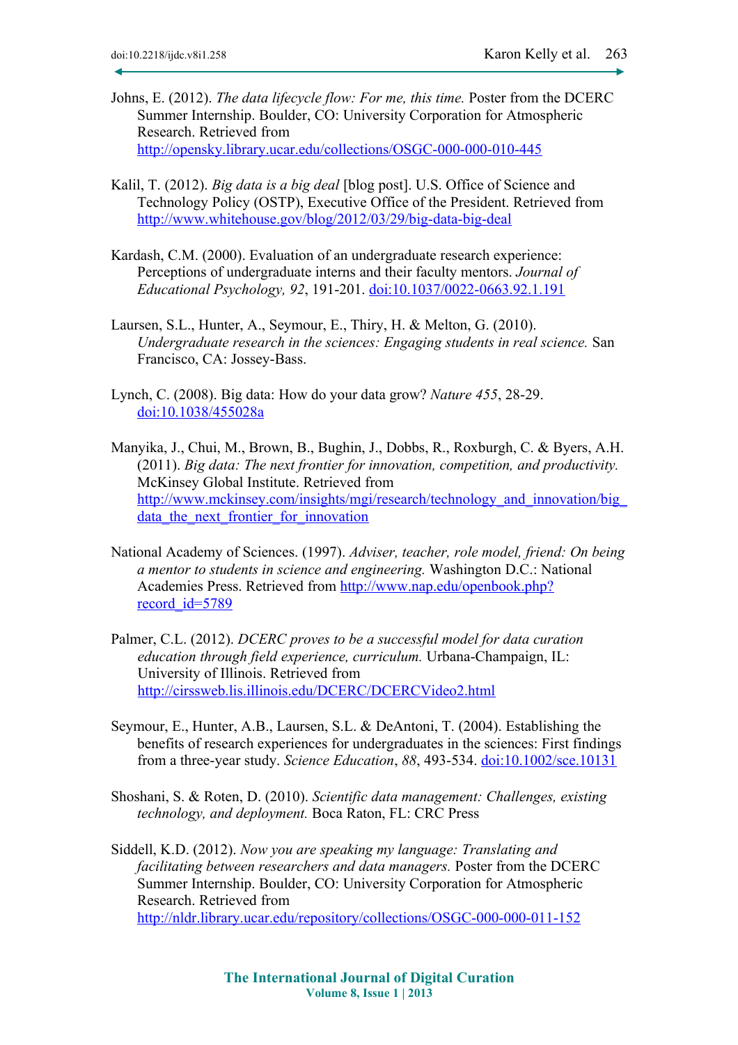Johns, E. (2012). *The data lifecycle flow: For me, this time.* Poster from the DCERC Summer Internship. Boulder, CO: University Corporation for Atmospheric Research. Retrieved from http://opensky.library.ucar.edu/collections/OSGC-000-000-010-445

Kalil, T. (2012). *Big data is a big deal* [blog post]. U.S. Office of Science and Technology Policy (OSTP), Executive Office of the President. Retrieved from http://www.whitehouse.gov/blog/2012/03/29/big-data-big-deal

Kardash, C.M. (2000). Evaluation of an undergraduate research experience: Perceptions of undergraduate interns and their faculty mentors. *Journal of Educational Psychology, 92*, 191-201. doi:10.1037/0022-0663.92.1.191

Laursen, S.L., Hunter, A., Seymour, E., Thiry, H. & Melton, G. (2010). *Undergraduate research in the sciences: Engaging students in real science.* San Francisco, CA: Jossey-Bass.

Lynch, C. (2008). Big data: How do your data grow? *Nature 455*, 28-29. doi:10.1038/455028a

Manyika, J., Chui, M., Brown, B., Bughin, J., Dobbs, R., Roxburgh, C. & Byers, A.H. (2011). *Big data: The next frontier for innovation, competition, and productivity.* McKinsey Global Institute. Retrieved from http://www.mckinsey.com/insights/mgi/research/technology_and_innovation/big_data_the_next_frontier_for_innovation

National Academy of Sciences. (1997). *Adviser, teacher, role model, friend: On being a mentor to students in science and engineering.* Washington D.C.: National Academies Press. Retrieved from http://www.nap.edu/openbook.php?record_id=5789

Palmer, C.L. (2012). *DCERC proves to be a successful model for data curation education through field experience, curriculum.* Urbana-Champaign, IL: University of Illinois. Retrieved from http://cirssweb.lis.illinois.edu/DCERC/DCERCVideo2.html

Seymour, E., Hunter, A.B., Laursen, S.L. & DeAntoni, T. (2004). Establishing the benefits of research experiences for undergraduates in the sciences: First findings from a three-year study. *Science Education*, *88*, 493-534. doi:10.1002/sce.10131

Shoshani, S. & Roten, D. (2010). *Scientific data management: Challenges, existing technology, and deployment.* Boca Raton, FL: CRC Press

Siddell, K.D. (2012). *Now you are speaking my language: Translating and facilitating between researchers and data managers.* Poster from the DCERC Summer Internship. Boulder, CO: University Corporation for Atmospheric Research. Retrieved from http://nldr.library.ucar.edu/repository/collections/OSGC-000-000-011-152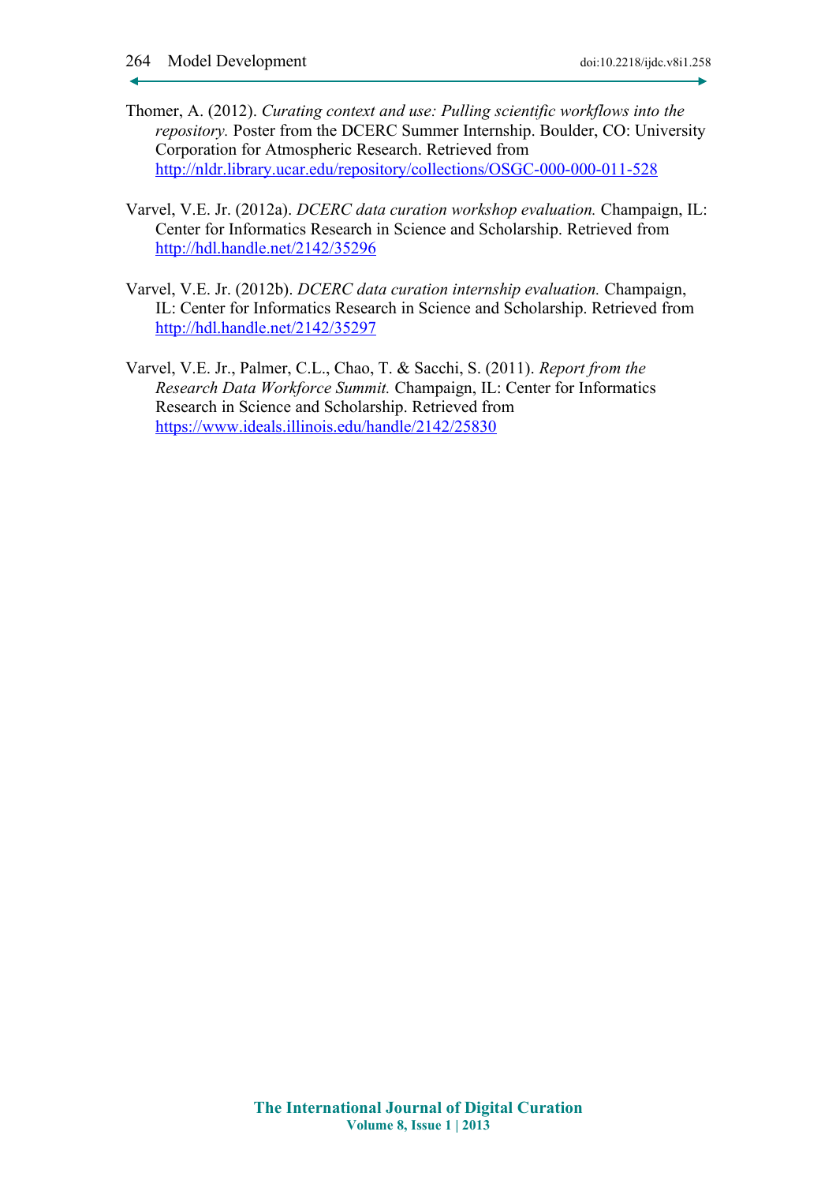Thomer, A. (2012). *Curating context and use: Pulling scientific workflows into the repository.* Poster from the DCERC Summer Internship. Boulder, CO: University Corporation for Atmospheric Research. Retrieved from http://nldr.library.ucar.edu/repository/collections/OSGC-000-000-011-528

Varvel, V.E. Jr. (2012a). *DCERC data curation workshop evaluation.* Champaign, IL: Center for Informatics Research in Science and Scholarship. Retrieved from http://hdl.handle.net/2142/35296

Varvel, V.E. Jr. (2012b). *DCERC data curation internship evaluation.* Champaign, IL: Center for Informatics Research in Science and Scholarship. Retrieved from http://hdl.handle.net/2142/35297

Varvel, V.E. Jr., Palmer, C.L., Chao, T. & Sacchi, S. (2011). *Report from the Research Data Workforce Summit.* Champaign, IL: Center for Informatics Research in Science and Scholarship. Retrieved from https://www.ideals.illinois.edu/handle/2142/25830